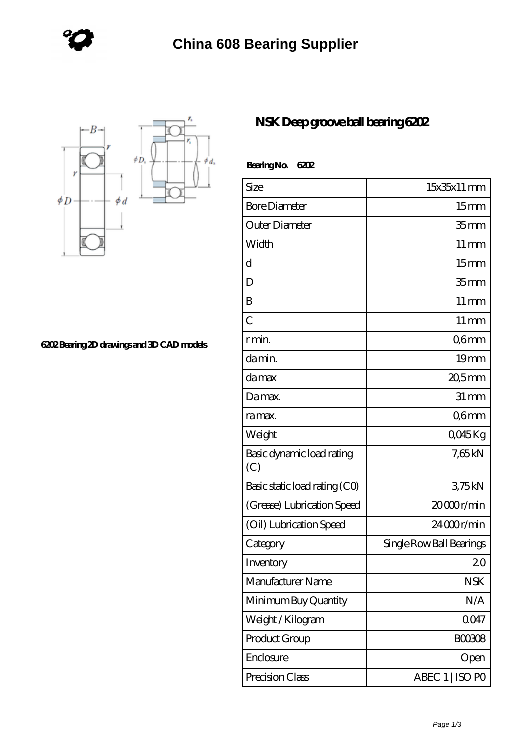# China 608 Bearing Supplier

6202 Bearing 2D drawings and 3D CAD models

## NSK Deep groove ball bearing 6202

**Bearing No. 6202**

| Size | 15x35x11 mm |
|---|---|
| Bore Diameter | 15 mm |
| Outer Diameter | 35 mm |
| Width | 11 mm |
| d | 15 mm |
| D | 35 mm |
| B | 11 mm |
| C | 11 mm |
| r min. | 0,6 mm |
| da min. | 19 mm |
| da max | 20,5 mm |
| Da max. | 31 mm |
| ra max. | 0,6 mm |
| Weight | 0,045 Kg |
| Basic dynamic load rating (C) | 7,65 kN |
| Basic static load rating (C0) | 3,75 kN |
| (Grease) Lubrication Speed | 20 000 r/min |
| (Oil) Lubrication Speed | 24 000 r/min |
| Category | Single Row Ball Bearings |
| Inventory | 2.0 |
| Manufacturer Name | NSK |
| Minimum Buy Quantity | N/A |
| Weight / Kilogram | 0.047 |
| Product Group | B00308 |
| Enclosure | Open |
| Precision Class | ABEC 1 \| ISO P0 |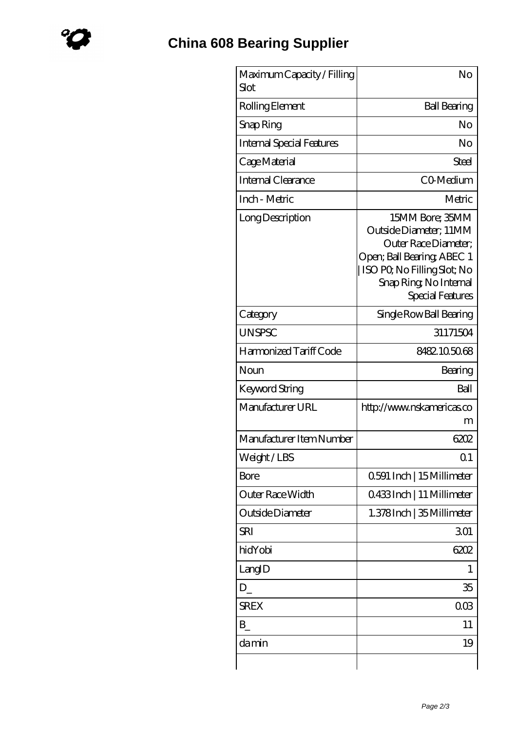# China 608 Bearing Supplier

| | |
|---|---|
| Maximum Capacity / Filling Slot | No |
| Rolling Element | Ball Bearing |
| Snap Ring | No |
| Internal Special Features | No |
| Cage Material | Steel |
| Internal Clearance | C0-Medium |
| Inch - Metric | Metric |
| Long Description | 15MM Bore; 35MM Outside Diameter; 11MM Outer Race Diameter; Open; Ball Bearing; ABEC 1 \| ISO P0; No Filling Slot; No Snap Ring; No Internal Special Features |
| Category | Single Row Ball Bearing |
| UNSPSC | 31171504 |
| Harmonized Tariff Code | 8482.10.50.68 |
| Noun | Bearing |
| Keyword String | Ball |
| Manufacturer URL | http://www.nskamericas.com |
| Manufacturer Item Number | 6202 |
| Weight / LBS | 0.1 |
| Bore | 0.591 Inch \| 15 Millimeter |
| Outer Race Width | 0.433 Inch \| 11 Millimeter |
| Outside Diameter | 1.378 Inch \| 35 Millimeter |
| SRI | 3.01 |
| hidYobi | 6202 |
| LangID | 1 |
| D_ | 35 |
| SREX | 0.03 |
| B_ | 11 |
| da min | 19 |
| | |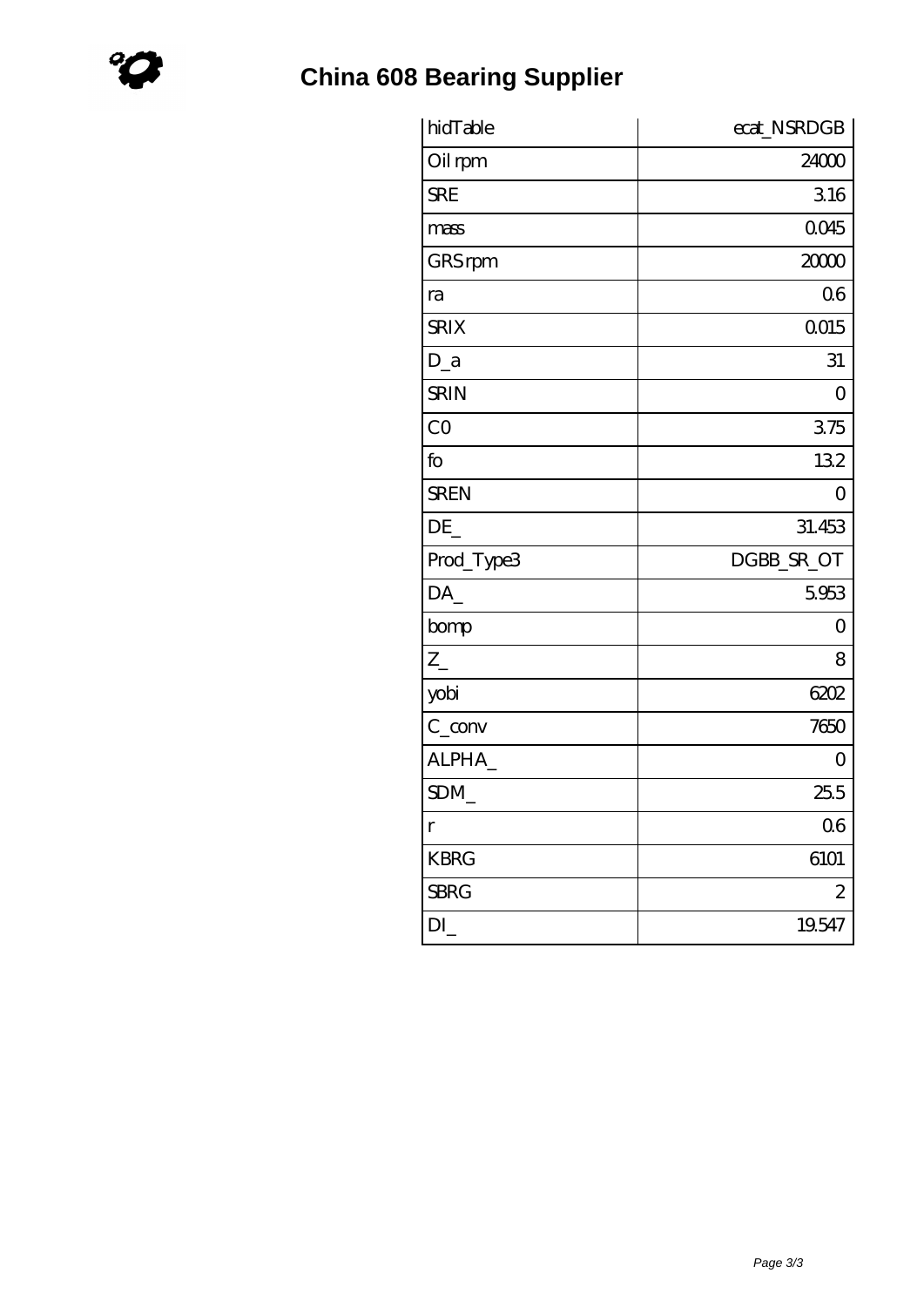# China 608 Bearing Supplier

| | |
|---|---|
| hidTable | ecat_NSRDGB |
| Oil rpm | 24000 |
| SRE | 3.16 |
| mass | 0.045 |
| GRS rpm | 20000 |
| ra | 0.6 |
| SRIX | 0.015 |
| D_a | 31 |
| SRIN | 0 |
| C0 | 3.75 |
| fo | 13.2 |
| SREN | 0 |
| DE_ | 31.453 |
| Prod_Type3 | DGBB_SR_OT |
| DA_ | 5.953 |
| bomp | 0 |
| Z_ | 8 |
| yobi | 6202 |
| C_conv | 7650 |
| ALPHA_ | 0 |
| SDM_ | 25.5 |
| r | 0.6 |
| KBRG | 6101 |
| SBRG | 2 |
| DI_ | 19.547 |